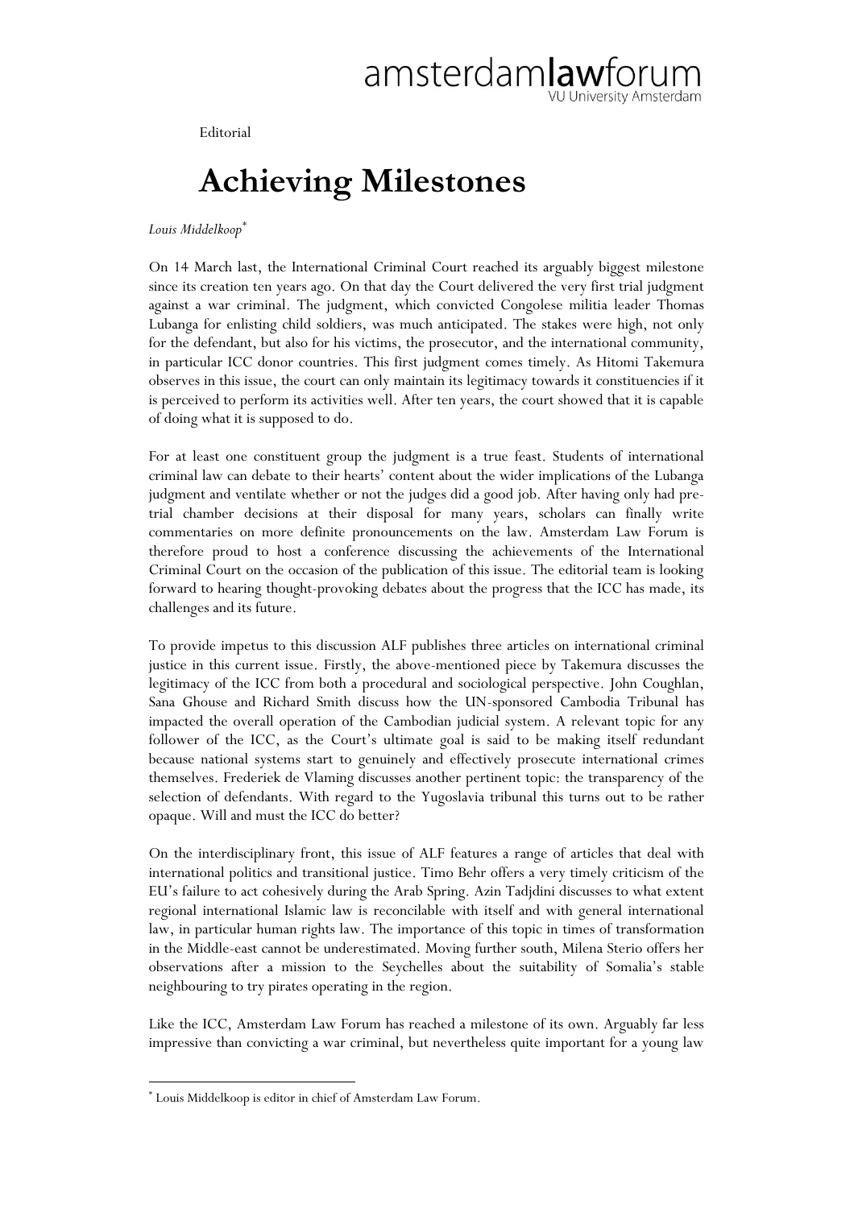Editorial

# Achieving Milestones

*Louis Middelkoop*[*]

On 14 March last, the International Criminal Court reached its arguably biggest milestone since its creation ten years ago. On that day the Court delivered the very first trial judgment against a war criminal. The judgment, which convicted Congolese militia leader Thomas Lubanga for enlisting child soldiers, was much anticipated. The stakes were high, not only for the defendant, but also for his victims, the prosecutor, and the international community, in particular ICC donor countries. This first judgment comes timely. As Hitomi Takemura observes in this issue, the court can only maintain its legitimacy towards it constituencies if it is perceived to perform its activities well. After ten years, the court showed that it is capable of doing what it is supposed to do.

For at least one constituent group the judgment is a true feast. Students of international criminal law can debate to their hearts' content about the wider implications of the Lubanga judgment and ventilate whether or not the judges did a good job. After having only had pre-trial chamber decisions at their disposal for many years, scholars can finally write commentaries on more definite pronouncements on the law. Amsterdam Law Forum is therefore proud to host a conference discussing the achievements of the International Criminal Court on the occasion of the publication of this issue. The editorial team is looking forward to hearing thought-provoking debates about the progress that the ICC has made, its challenges and its future.

To provide impetus to this discussion ALF publishes three articles on international criminal justice in this current issue. Firstly, the above-mentioned piece by Takemura discusses the legitimacy of the ICC from both a procedural and sociological perspective. John Coughlan, Sana Ghouse and Richard Smith discuss how the UN-sponsored Cambodia Tribunal has impacted the overall operation of the Cambodian judicial system. A relevant topic for any follower of the ICC, as the Court's ultimate goal is said to be making itself redundant because national systems start to genuinely and effectively prosecute international crimes themselves. Frederiek de Vlaming discusses another pertinent topic: the transparency of the selection of defendants. With regard to the Yugoslavia tribunal this turns out to be rather opaque. Will and must the ICC do better?

On the interdisciplinary front, this issue of ALF features a range of articles that deal with international politics and transitional justice. Timo Behr offers a very timely criticism of the EU's failure to act cohesively during the Arab Spring. Azin Tadjdini discusses to what extent regional international Islamic law is reconcilable with itself and with general international law, in particular human rights law. The importance of this topic in times of transformation in the Middle-east cannot be underestimated. Moving further south, Milena Sterio offers her observations after a mission to the Seychelles about the suitability of Somalia's stable neighbouring to try pirates operating in the region.

Like the ICC, Amsterdam Law Forum has reached a milestone of its own. Arguably far less impressive than convicting a war criminal, but nevertheless quite important for a young law

---

[*] Louis Middelkoop is editor in chief of Amsterdam Law Forum.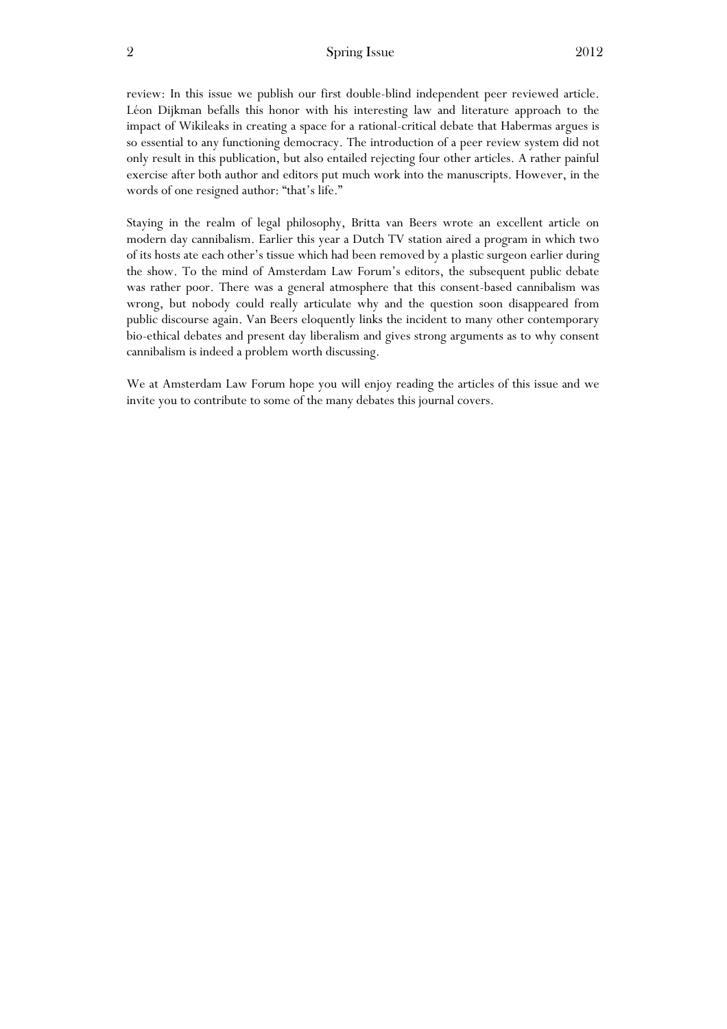review: In this issue we publish our first double-blind independent peer reviewed article. Léon Dijkman befalls this honor with his interesting law and literature approach to the impact of Wikileaks in creating a space for a rational-critical debate that Habermas argues is so essential to any functioning democracy. The introduction of a peer review system did not only result in this publication, but also entailed rejecting four other articles. A rather painful exercise after both author and editors put much work into the manuscripts. However, in the words of one resigned author: "that's life."

Staying in the realm of legal philosophy, Britta van Beers wrote an excellent article on modern day cannibalism. Earlier this year a Dutch TV station aired a program in which two of its hosts ate each other's tissue which had been removed by a plastic surgeon earlier during the show. To the mind of Amsterdam Law Forum's editors, the subsequent public debate was rather poor. There was a general atmosphere that this consent-based cannibalism was wrong, but nobody could really articulate why and the question soon disappeared from public discourse again. Van Beers eloquently links the incident to many other contemporary bio-ethical debates and present day liberalism and gives strong arguments as to why consent cannibalism is indeed a problem worth discussing.

We at Amsterdam Law Forum hope you will enjoy reading the articles of this issue and we invite you to contribute to some of the many debates this journal covers.